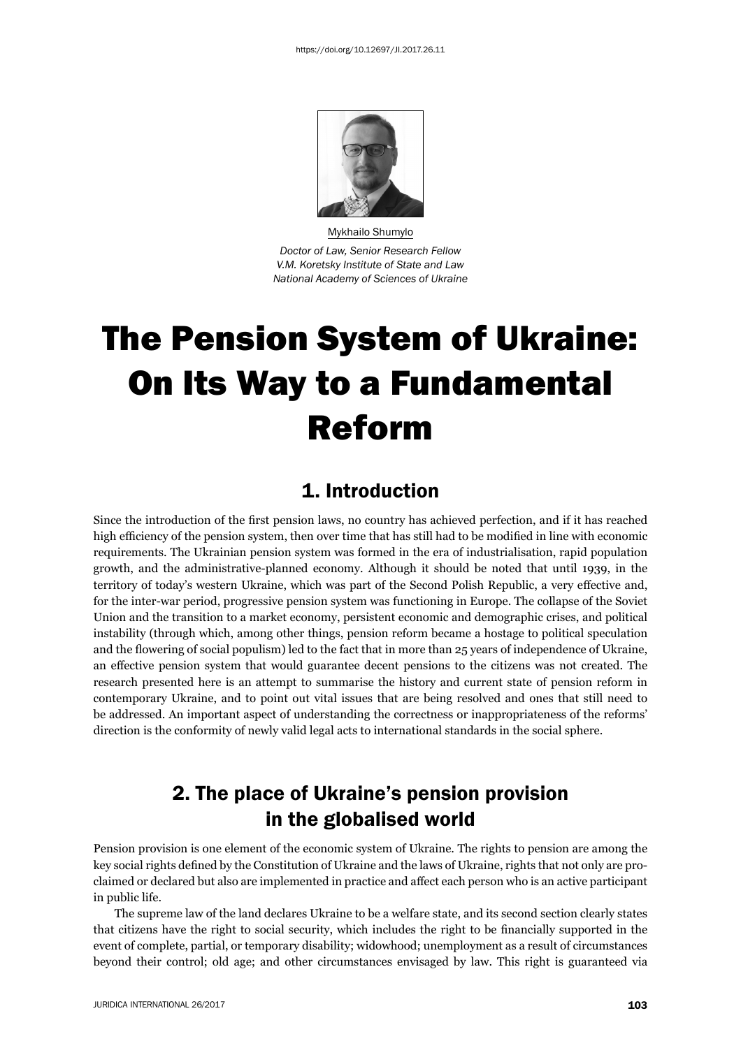https://doi.org/10.12697/JI.2017.26.11

Mykhailo Shumylo

*Doctor of Law, Senior Research Fellow*
*V.M. Koretsky Institute of State and Law*
*National Academy of Sciences of Ukraine*

# The Pension System of Ukraine: On Its Way to a Fundamental Reform

## 1. Introduction

Since the introduction of the first pension laws, no country has achieved perfection, and if it has reached high efficiency of the pension system, then over time that has still had to be modified in line with economic requirements. The Ukrainian pension system was formed in the era of industrialisation, rapid population growth, and the administrative-planned economy. Although it should be noted that until 1939, in the territory of today's western Ukraine, which was part of the Second Polish Republic, a very effective and, for the inter-war period, progressive pension system was functioning in Europe. The collapse of the Soviet Union and the transition to a market economy, persistent economic and demographic crises, and political instability (through which, among other things, pension reform became a hostage to political speculation and the flowering of social populism) led to the fact that in more than 25 years of independence of Ukraine, an effective pension system that would guarantee decent pensions to the citizens was not created. The research presented here is an attempt to summarise the history and current state of pension reform in contemporary Ukraine, and to point out vital issues that are being resolved and ones that still need to be addressed. An important aspect of understanding the correctness or inappropriateness of the reforms' direction is the conformity of newly valid legal acts to international standards in the social sphere.

## 2. The place of Ukraine's pension provision in the globalised world

Pension provision is one element of the economic system of Ukraine. The rights to pension are among the key social rights defined by the Constitution of Ukraine and the laws of Ukraine, rights that not only are proclaimed or declared but also are implemented in practice and affect each person who is an active participant in public life.

The supreme law of the land declares Ukraine to be a welfare state, and its second section clearly states that citizens have the right to social security, which includes the right to be financially supported in the event of complete, partial, or temporary disability; widowhood; unemployment as a result of circumstances beyond their control; old age; and other circumstances envisaged by law. This right is guaranteed via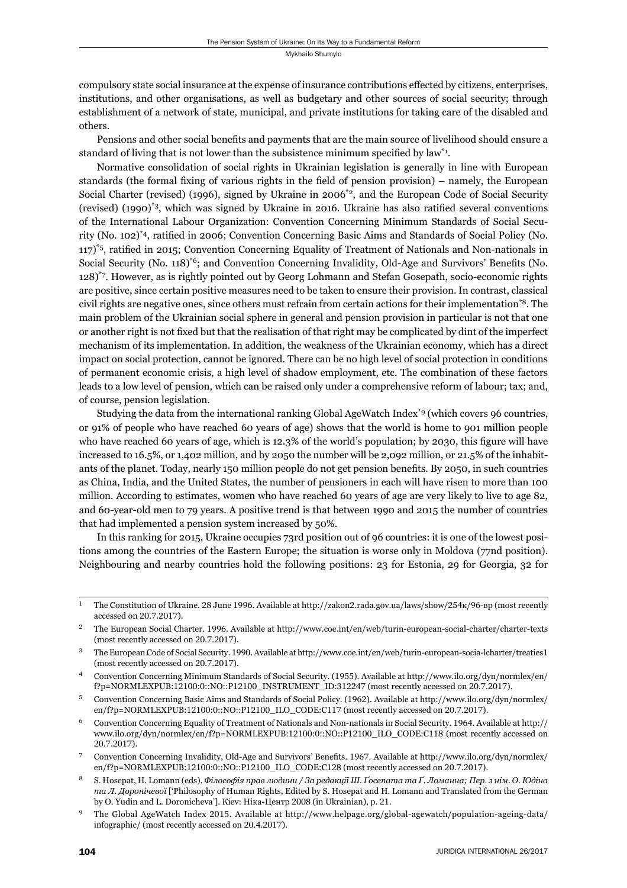compulsory state social insurance at the expense of insurance contributions effected by citizens, enterprises, institutions, and other organisations, as well as budgetary and other sources of social security; through establishment of a network of state, municipal, and private institutions for taking care of the disabled and others.

Pensions and other social benefits and payments that are the main source of livelihood should ensure a standard of living that is not lower than the subsistence minimum specified by law[*1].

Normative consolidation of social rights in Ukrainian legislation is generally in line with European standards (the formal fixing of various rights in the field of pension provision) – namely, the European Social Charter (revised) (1996), signed by Ukraine in 2006[*2], and the European Code of Social Security (revised) (1990)[*3], which was signed by Ukraine in 2016. Ukraine has also ratified several conventions of the International Labour Organization: Convention Concerning Minimum Standards of Social Security (No. 102)[*4], ratified in 2006; Convention Concerning Basic Aims and Standards of Social Policy (No. 117)[*5], ratified in 2015; Convention Concerning Equality of Treatment of Nationals and Non-nationals in Social Security (No. 118)[*6]; and Convention Concerning Invalidity, Old-Age and Survivors' Benefits (No. 128)[*7]. However, as is rightly pointed out by Georg Lohmann and Stefan Gosepath, socio-economic rights are positive, since certain positive measures need to be taken to ensure their provision. In contrast, classical civil rights are negative ones, since others must refrain from certain actions for their implementation[*8]. The main problem of the Ukrainian social sphere in general and pension provision in particular is not that one or another right is not fixed but that the realisation of that right may be complicated by dint of the imperfect mechanism of its implementation. In addition, the weakness of the Ukrainian economy, which has a direct impact on social protection, cannot be ignored. There can be no high level of social protection in conditions of permanent economic crisis, a high level of shadow employment, etc. The combination of these factors leads to a low level of pension, which can be raised only under a comprehensive reform of labour; tax; and, of course, pension legislation.

Studying the data from the international ranking Global AgeWatch Index[*9] (which covers 96 countries, or 91% of people who have reached 60 years of age) shows that the world is home to 901 million people who have reached 60 years of age, which is 12.3% of the world's population; by 2030, this figure will have increased to 16.5%, or 1,402 million, and by 2050 the number will be 2,092 million, or 21.5% of the inhabitants of the planet. Today, nearly 150 million people do not get pension benefits. By 2050, in such countries as China, India, and the United States, the number of pensioners in each will have risen to more than 100 million. According to estimates, women who have reached 60 years of age are very likely to live to age 82, and 60-year-old men to 79 years. A positive trend is that between 1990 and 2015 the number of countries that had implemented a pension system increased by 50%.

In this ranking for 2015, Ukraine occupies 73rd position out of 96 countries: it is one of the lowest positions among the countries of the Eastern Europe; the situation is worse only in Moldova (77nd position). Neighbouring and nearby countries hold the following positions: 23 for Estonia, 29 for Georgia, 32 for

---

1 The Constitution of Ukraine. 28 June 1996. Available at http://zakon2.rada.gov.ua/laws/show/254к/96-вр (most recently accessed on 20.7.2017).

2 The European Social Charter. 1996. Available at http://www.coe.int/en/web/turin-european-social-charter/charter-texts (most recently accessed on 20.7.2017).

3 The European Code of Social Security. 1990. Available at http://www.coe.int/en/web/turin-european-socia-lcharter/treaties1 (most recently accessed on 20.7.2017).

4 Convention Concerning Minimum Standards of Social Security. (1955). Available at http://www.ilo.org/dyn/normlex/en/f?p=NORMLEXPUB:12100:0::NO::P12100_INSTRUMENT_ID:312247 (most recently accessed on 20.7.2017).

5 Convention Concerning Basic Aims and Standards of Social Policy. (1962). Available at http://www.ilo.org/dyn/normlex/en/f?p=NORMLEXPUB:12100:0::NO::P12100_ILO_CODE:C117 (most recently accessed on 20.7.2017).

6 Convention Concerning Equality of Treatment of Nationals and Non-nationals in Social Security. 1964. Available at http://www.ilo.org/dyn/normlex/en/f?p=NORMLEXPUB:12100:0::NO::P12100_ILO_CODE:C118 (most recently accessed on 20.7.2017).

7 Convention Concerning Invalidity, Old-Age and Survivors' Benefits. 1967. Available at http://www.ilo.org/dyn/normlex/en/f?p=NORMLEXPUB:12100:0::NO::P12100_ILO_CODE:C128 (most recently accessed on 20.7.2017).

8 S. Hosepat, H. Lomann (eds). *Філософія прав людини / За редакції Ш. Ґосепата та Ґ. Ломанна; Пер. з нім. О. Юдіна та Л. Доронічевої* ['Philosophy of Human Rights, Edited by S. Hosepat and H. Lomann and Translated from the German by O. Yudin and L. Doronicheva']. Kiev: Ніка-Центр 2008 (in Ukrainian), p. 21.

9 The Global AgeWatch Index 2015. Available at http://www.helpage.org/global-agewatch/population-ageing-data/infographic/ (most recently accessed on 20.4.2017).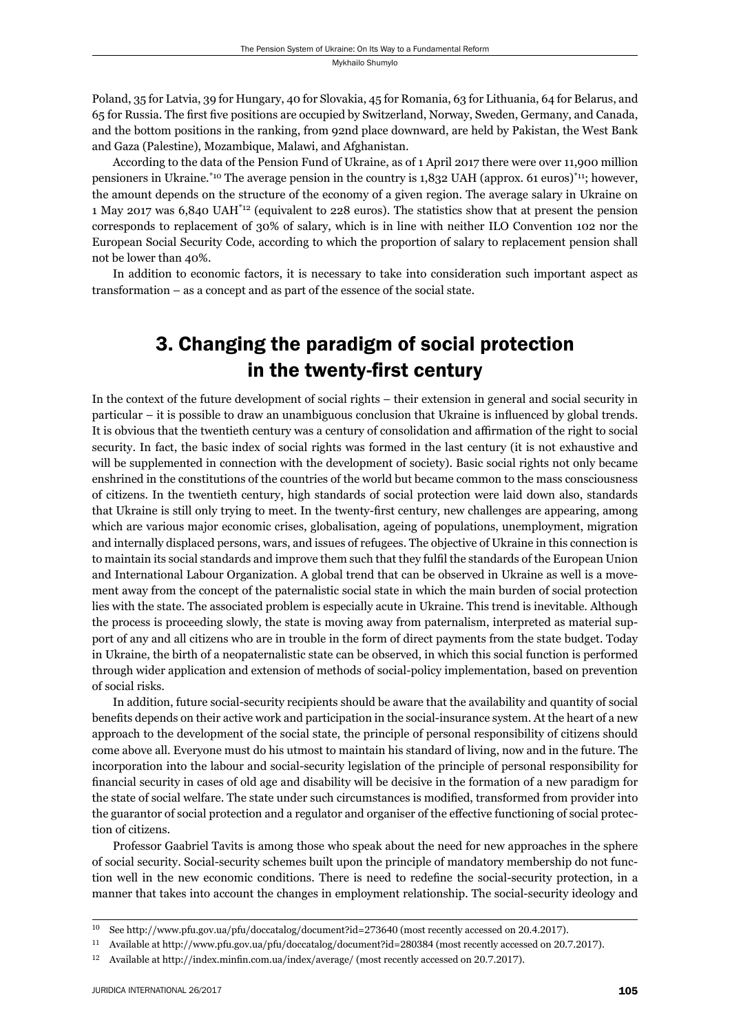Poland, 35 for Latvia, 39 for Hungary, 40 for Slovakia, 45 for Romania, 63 for Lithuania, 64 for Belarus, and 65 for Russia. The first five positions are occupied by Switzerland, Norway, Sweden, Germany, and Canada, and the bottom positions in the ranking, from 92nd place downward, are held by Pakistan, the West Bank and Gaza (Palestine), Mozambique, Malawi, and Afghanistan.

According to the data of the Pension Fund of Ukraine, as of 1 April 2017 there were over 11,900 million pensioners in Ukraine.[*10] The average pension in the country is 1,832 UAH (approx. 61 euros)[*11]; however, the amount depends on the structure of the economy of a given region. The average salary in Ukraine on 1 May 2017 was 6,840 UAH[*12] (equivalent to 228 euros). The statistics show that at present the pension corresponds to replacement of 30% of salary, which is in line with neither ILO Convention 102 nor the European Social Security Code, according to which the proportion of salary to replacement pension shall not be lower than 40%.

In addition to economic factors, it is necessary to take into consideration such important aspect as transformation – as a concept and as part of the essence of the social state.

## 3. Changing the paradigm of social protection in the twenty-first century

In the context of the future development of social rights – their extension in general and social security in particular – it is possible to draw an unambiguous conclusion that Ukraine is influenced by global trends. It is obvious that the twentieth century was a century of consolidation and affirmation of the right to social security. In fact, the basic index of social rights was formed in the last century (it is not exhaustive and will be supplemented in connection with the development of society). Basic social rights not only became enshrined in the constitutions of the countries of the world but became common to the mass consciousness of citizens. In the twentieth century, high standards of social protection were laid down also, standards that Ukraine is still only trying to meet. In the twenty-first century, new challenges are appearing, among which are various major economic crises, globalisation, ageing of populations, unemployment, migration and internally displaced persons, wars, and issues of refugees. The objective of Ukraine in this connection is to maintain its social standards and improve them such that they fulfil the standards of the European Union and International Labour Organization. A global trend that can be observed in Ukraine as well is a movement away from the concept of the paternalistic social state in which the main burden of social protection lies with the state. The associated problem is especially acute in Ukraine. This trend is inevitable. Although the process is proceeding slowly, the state is moving away from paternalism, interpreted as material support of any and all citizens who are in trouble in the form of direct payments from the state budget. Today in Ukraine, the birth of a neopaternalistic state can be observed, in which this social function is performed through wider application and extension of methods of social-policy implementation, based on prevention of social risks.

In addition, future social-security recipients should be aware that the availability and quantity of social benefits depends on their active work and participation in the social-insurance system. At the heart of a new approach to the development of the social state, the principle of personal responsibility of citizens should come above all. Everyone must do his utmost to maintain his standard of living, now and in the future. The incorporation into the labour and social-security legislation of the principle of personal responsibility for financial security in cases of old age and disability will be decisive in the formation of a new paradigm for the state of social welfare. The state under such circumstances is modified, transformed from provider into the guarantor of social protection and a regulator and organiser of the effective functioning of social protection of citizens.

Professor Gaabriel Tavits is among those who speak about the need for new approaches in the sphere of social security. Social-security schemes built upon the principle of mandatory membership do not function well in the new economic conditions. There is need to redefine the social-security protection, in a manner that takes into account the changes in employment relationship. The social-security ideology and

---

[10] See http://www.pfu.gov.ua/pfu/doccatalog/document?id=273640 (most recently accessed on 20.4.2017).

[11] Available at http://www.pfu.gov.ua/pfu/doccatalog/document?id=280384 (most recently accessed on 20.7.2017).

[12] Available at http://index.minfin.com.ua/index/average/ (most recently accessed on 20.7.2017).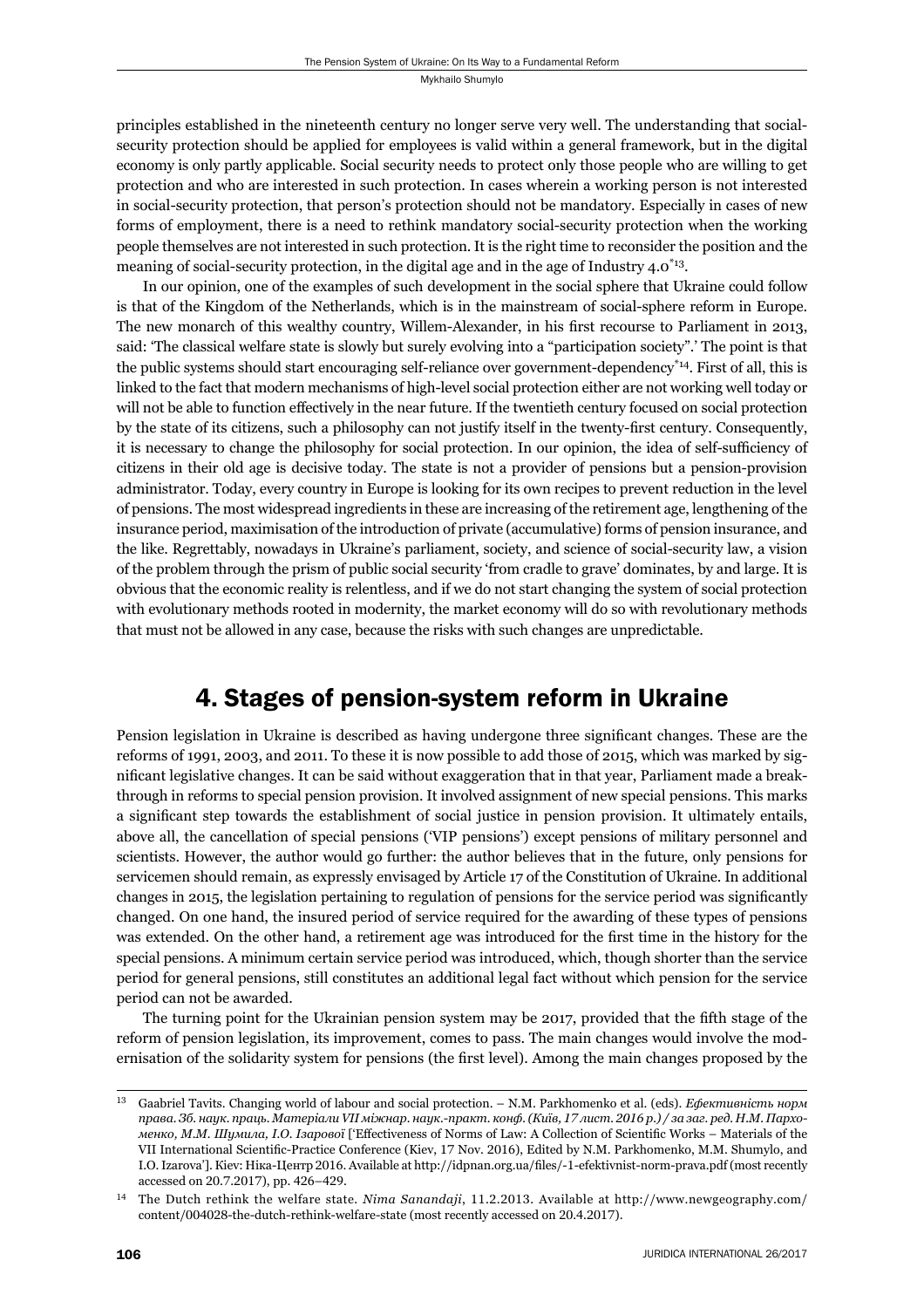principles established in the nineteenth century no longer serve very well. The understanding that social-security protection should be applied for employees is valid within a general framework, but in the digital economy is only partly applicable. Social security needs to protect only those people who are willing to get protection and who are interested in such protection. In cases wherein a working person is not interested in social-security protection, that person's protection should not be mandatory. Especially in cases of new forms of employment, there is a need to rethink mandatory social-security protection when the working people themselves are not interested in such protection. It is the right time to reconsider the position and the meaning of social-security protection, in the digital age and in the age of Industry 4.0'[*13].

In our opinion, one of the examples of such development in the social sphere that Ukraine could follow is that of the Kingdom of the Netherlands, which is in the mainstream of social-sphere reform in Europe. The new monarch of this wealthy country, Willem-Alexander, in his first recourse to Parliament in 2013, said: 'The classical welfare state is slowly but surely evolving into a "participation society".' The point is that the public systems should start encouraging self-reliance over government-dependency'[*14]. First of all, this is linked to the fact that modern mechanisms of high-level social protection either are not working well today or will not be able to function effectively in the near future. If the twentieth century focused on social protection by the state of its citizens, such a philosophy can not justify itself in the twenty-first century. Consequently, it is necessary to change the philosophy for social protection. In our opinion, the idea of self-sufficiency of citizens in their old age is decisive today. The state is not a provider of pensions but a pension-provision administrator. Today, every country in Europe is looking for its own recipes to prevent reduction in the level of pensions. The most widespread ingredients in these are increasing of the retirement age, lengthening of the insurance period, maximisation of the introduction of private (accumulative) forms of pension insurance, and the like. Regrettably, nowadays in Ukraine's parliament, society, and science of social-security law, a vision of the problem through the prism of public social security 'from cradle to grave' dominates, by and large. It is obvious that the economic reality is relentless, and if we do not start changing the system of social protection with evolutionary methods rooted in modernity, the market economy will do so with revolutionary methods that must not be allowed in any case, because the risks with such changes are unpredictable.

## 4. Stages of pension-system reform in Ukraine

Pension legislation in Ukraine is described as having undergone three significant changes. These are the reforms of 1991, 2003, and 2011. To these it is now possible to add those of 2015, which was marked by significant legislative changes. It can be said without exaggeration that in that year, Parliament made a breakthrough in reforms to special pension provision. It involved assignment of new special pensions. This marks a significant step towards the establishment of social justice in pension provision. It ultimately entails, above all, the cancellation of special pensions ('VIP pensions') except pensions of military personnel and scientists. However, the author would go further: the author believes that in the future, only pensions for servicemen should remain, as expressly envisaged by Article 17 of the Constitution of Ukraine. In additional changes in 2015, the legislation pertaining to regulation of pensions for the service period was significantly changed. On one hand, the insured period of service required for the awarding of these types of pensions was extended. On the other hand, a retirement age was introduced for the first time in the history for the special pensions. A minimum certain service period was introduced, which, though shorter than the service period for general pensions, still constitutes an additional legal fact without which pension for the service period can not be awarded.

The turning point for the Ukrainian pension system may be 2017, provided that the fifth stage of the reform of pension legislation, its improvement, comes to pass. The main changes would involve the modernisation of the solidarity system for pensions (the first level). Among the main changes proposed by the

---

13 Gaabriel Tavits. Changing world of labour and social protection. – N.M. Parkhomenko et al. (eds). *Ефективність норм права. Зб. наук. праць. Матеріали VII міжнар. наук.-практ. конф. (Київ, 17 лист. 2016 р.) / за заг. ред. Н.М. Пархоменко, М.М. Шумила, І.О. Ізарової* ['Effectiveness of Norms of Law: A Collection of Scientific Works – Materials of the VII International Scientific-Practice Conference (Kiev, 17 Nov. 2016), Edited by N.M. Parkhomenko, M.M. Shumylo, and I.O. Izarova']. Kiev: Ніка-Центр 2016. Available at http://idpnan.org.ua/files/-1-efektivnist-norm-prava.pdf (most recently accessed on 20.7.2017), pp. 426–429.

14 The Dutch rethink the welfare state. *Nima Sanandaji*, 11.2.2013. Available at http://www.newgeography.com/content/004028-the-dutch-rethink-welfare-state (most recently accessed on 20.4.2017).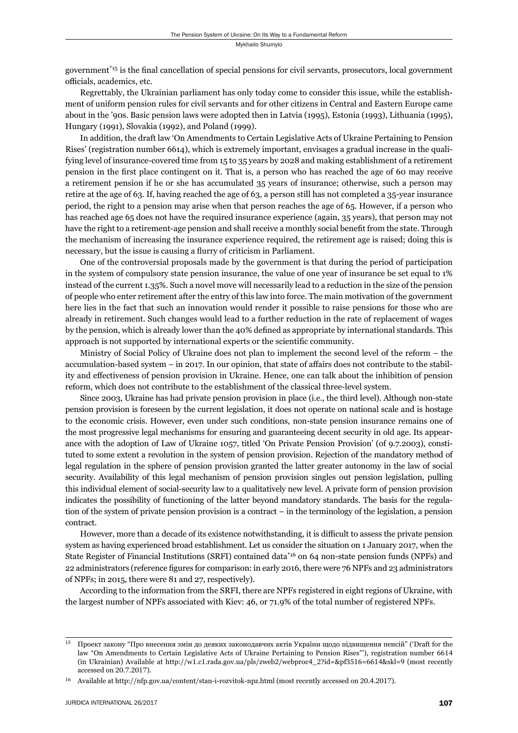government*[15] is the final cancellation of special pensions for civil servants, prosecutors, local government officials, academics, etc.

Regrettably, the Ukrainian parliament has only today come to consider this issue, while the establishment of uniform pension rules for civil servants and for other citizens in Central and Eastern Europe came about in the '90s. Basic pension laws were adopted then in Latvia (1995), Estonia (1993), Lithuania (1995), Hungary (1991), Slovakia (1992), and Poland (1999).

In addition, the draft law 'On Amendments to Certain Legislative Acts of Ukraine Pertaining to Pension Rises' (registration number 6614), which is extremely important, envisages a gradual increase in the qualifying level of insurance-covered time from 15 to 35 years by 2028 and making establishment of a retirement pension in the first place contingent on it. That is, a person who has reached the age of 60 may receive a retirement pension if he or she has accumulated 35 years of insurance; otherwise, such a person may retire at the age of 63. If, having reached the age of 63, a person still has not completed a 35-year insurance period, the right to a pension may arise when that person reaches the age of 65. However, if a person who has reached age 65 does not have the required insurance experience (again, 35 years), that person may not have the right to a retirement-age pension and shall receive a monthly social benefit from the state. Through the mechanism of increasing the insurance experience required, the retirement age is raised; doing this is necessary, but the issue is causing a flurry of criticism in Parliament.

One of the controversial proposals made by the government is that during the period of participation in the system of compulsory state pension insurance, the value of one year of insurance be set equal to 1% instead of the current 1.35%. Such a novel move will necessarily lead to a reduction in the size of the pension of people who enter retirement after the entry of this law into force. The main motivation of the government here lies in the fact that such an innovation would render it possible to raise pensions for those who are already in retirement. Such changes would lead to a further reduction in the rate of replacement of wages by the pension, which is already lower than the 40% defined as appropriate by international standards. This approach is not supported by international experts or the scientific community.

Ministry of Social Policy of Ukraine does not plan to implement the second level of the reform – the accumulation-based system – in 2017. In our opinion, that state of affairs does not contribute to the stability and effectiveness of pension provision in Ukraine. Hence, one can talk about the inhibition of pension reform, which does not contribute to the establishment of the classical three-level system.

Since 2003, Ukraine has had private pension provision in place (i.e., the third level). Although non-state pension provision is foreseen by the current legislation, it does not operate on national scale and is hostage to the economic crisis. However, even under such conditions, non-state pension insurance remains one of the most progressive legal mechanisms for ensuring and guaranteeing decent security in old age. Its appearance with the adoption of Law of Ukraine 1057, titled 'On Private Pension Provision' (of 9.7.2003), constituted to some extent a revolution in the system of pension provision. Rejection of the mandatory method of legal regulation in the sphere of pension provision granted the latter greater autonomy in the law of social security. Availability of this legal mechanism of pension provision singles out pension legislation, pulling this individual element of social-security law to a qualitatively new level. A private form of pension provision indicates the possibility of functioning of the latter beyond mandatory standards. The basis for the regulation of the system of private pension provision is a contract – in the terminology of the legislation, a pension contract.

However, more than a decade of its existence notwithstanding, it is difficult to assess the private pension system as having experienced broad establishment. Let us consider the situation on 1 January 2017, when the State Register of Financial Institutions (SRFI) contained data*[16] on 64 non-state pension funds (NPFs) and 22 administrators (reference figures for comparison: in early 2016, there were 76 NPFs and 23 administrators of NPFs; in 2015, there were 81 and 27, respectively).

According to the information from the SRFI, there are NPFs registered in eight regions of Ukraine, with the largest number of NPFs associated with Kiev: 46, or 71.9% of the total number of registered NPFs.

---

[15] Проект закону "Про внесення змін до деяких законодавчих актів України щодо підвищення пенсій" ('Draft for the law "On Amendments to Certain Legislative Acts of Ukraine Pertaining to Pension Rises"'), registration number 6614 (in Ukrainian) Available at http://w1.c1.rada.gov.ua/pls/zweb2/webproc4_2?id=&pf3516=6614&skl=9 (most recently accessed on 20.7.2017).

[16] Available at http://nfp.gov.ua/content/stan-i-rozvitok-npz.html (most recently accessed on 20.4.2017).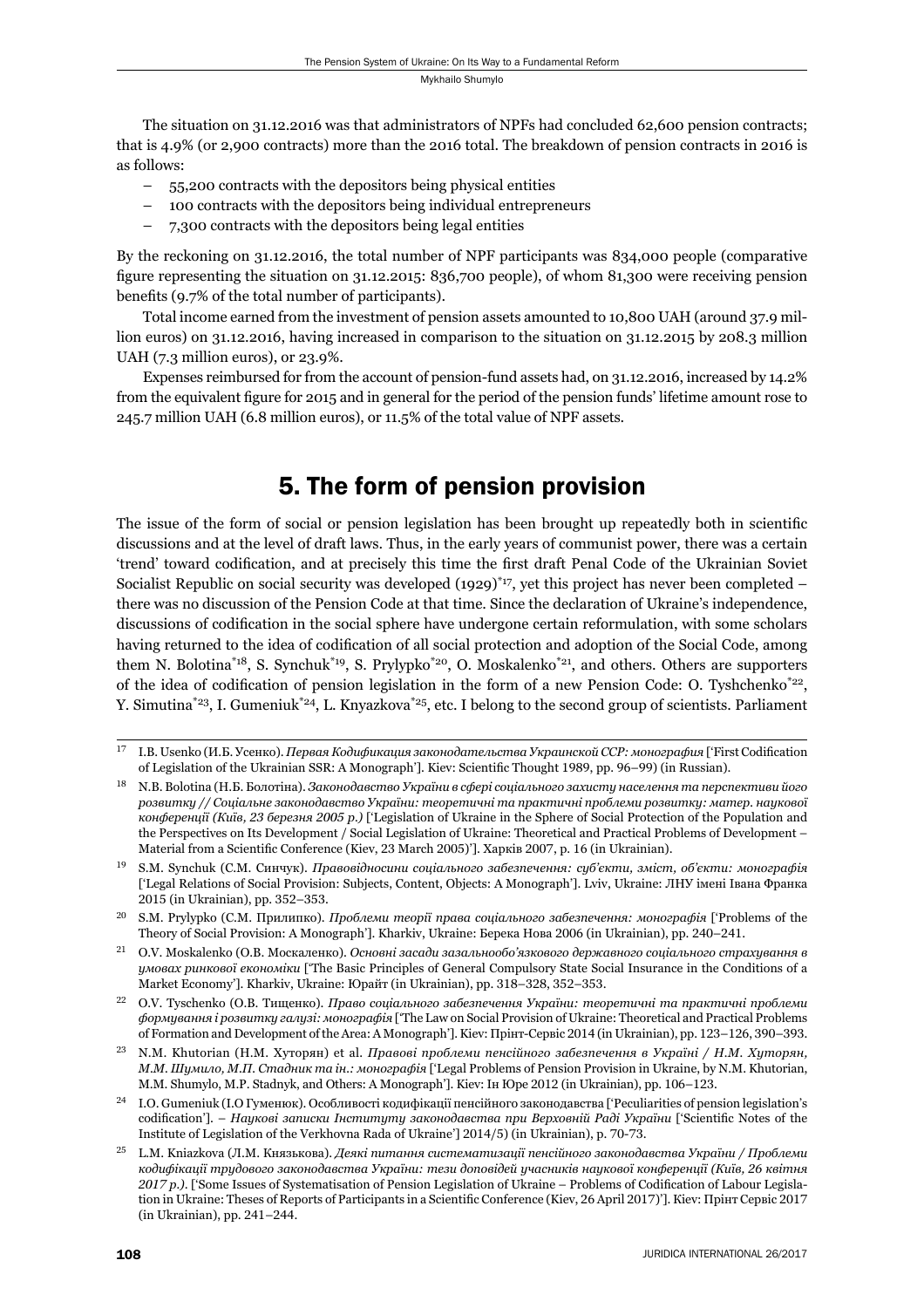The situation on 31.12.2016 was that administrators of NPFs had concluded 62,600 pension contracts; that is 4.9% (or 2,900 contracts) more than the 2016 total. The breakdown of pension contracts in 2016 is as follows:

- 55,200 contracts with the depositors being physical entities
- 100 contracts with the depositors being individual entrepreneurs
- 7,300 contracts with the depositors being legal entities

By the reckoning on 31.12.2016, the total number of NPF participants was 834,000 people (comparative figure representing the situation on 31.12.2015: 836,700 people), of whom 81,300 were receiving pension benefits (9.7% of the total number of participants).

Total income earned from the investment of pension assets amounted to 10,800 UAH (around 37.9 million euros) on 31.12.2016, having increased in comparison to the situation on 31.12.2015 by 208.3 million UAH (7.3 million euros), or 23.9%.

Expenses reimbursed for from the account of pension-fund assets had, on 31.12.2016, increased by 14.2% from the equivalent figure for 2015 and in general for the period of the pension funds' lifetime amount rose to 245.7 million UAH (6.8 million euros), or 11.5% of the total value of NPF assets.

## 5. The form of pension provision

The issue of the form of social or pension legislation has been brought up repeatedly both in scientific discussions and at the level of draft laws. Thus, in the early years of communist power, there was a certain 'trend' toward codification, and at precisely this time the first draft Penal Code of the Ukrainian Soviet Socialist Republic on social security was developed (1929)*[17], yet this project has never been completed – there was no discussion of the Pension Code at that time. Since the declaration of Ukraine's independence, discussions of codification in the social sphere have undergone certain reformulation, with some scholars having returned to the idea of codification of all social protection and adoption of the Social Code, among them N. Bolotina*[18], S. Synchuk*[19], S. Prylypko*[20], O. Moskalenko*[21], and others. Others are supporters of the idea of codification of pension legislation in the form of a new Pension Code: O. Tyshchenko*[22], Y. Simutina*[23], I. Gumeniuk*[24], L. Knyazkova*[25], etc. I belong to the second group of scientists. Parliament

---

[17] I.B. Usenko (И.Б. Усенко). *Первая Кодификация законодательства Украинской ССР: монография* ['First Codification of Legislation of the Ukrainian SSR: A Monograph']. Kiev: Scientific Thought 1989, pp. 96–99) (in Russian).

[18] N.B. Bolotina (Н.Б. Болотіна). *Законодавство України в сфері соціального захисту населення та перспективи його розвитку // Соціальне законодавство України: теоретичні та практичні проблеми розвитку: матер. наукової конференції (Київ, 23 березня 2005 р.)* ['Legislation of Ukraine in the Sphere of Social Protection of the Population and the Perspectives on Its Development / Social Legislation of Ukraine: Theoretical and Practical Problems of Development – Material from a Scientific Conference (Kiev, 23 March 2005)']. Харків 2007, p. 16 (in Ukrainian).

[19] S.M. Synchuk (С.М. Синчук). *Правовідносини соціального забезпечення: суб'єкти, зміст, об'єкти: монографія* ['Legal Relations of Social Provision: Subjects, Content, Objects: A Monograph']. Lviv, Ukraine: ЛНУ імені Івана Франка 2015 (in Ukrainian), pp. 352–353.

[20] S.M. Prylypko (С.М. Прилипко). *Проблеми теорії права соціального забезпечення: монографія* ['Problems of the Theory of Social Provision: A Monograph']. Kharkiv, Ukraine: Берека Нова 2006 (in Ukrainian), pp. 240–241.

[21] O.V. Moskalenko (О.В. Москаленко). *Основні засади загальнообо'язкового державного соціального страхування в умовах ринкової економіки* ['The Basic Principles of General Compulsory State Social Insurance in the Conditions of a Market Economy']. Kharkiv, Ukraine: Юрайт (in Ukrainian), pp. 318–328, 352–353.

[22] O.V. Tyschenko (О.В. Тищенко). *Право соціального забезпечення України: теоретичні та практичні проблеми формування і розвитку галузі: монографія* ['The Law on Social Provision of Ukraine: Theoretical and Practical Problems of Formation and Development of the Area: A Monograph']. Kiev: Прінт-Сервіс 2014 (in Ukrainian), pp. 123–126, 390–393.

[23] N.M. Khutorian (Н.М. Хуторян) et al. *Правові проблеми пенсійного забезпечення в Україні / Н.М. Хуторян, М.М. Шумило, М.П. Стадник та ін.: монографія* ['Legal Problems of Pension Provision in Ukraine, by N.M. Khutorian, M.M. Shumylo, M.P. Stadnyk, and Others: A Monograph']. Kiev: Ін Юре 2012 (in Ukrainian), pp. 106–123.

[24] I.O. Gumeniuk (І.О Гуменюк). Особливості кодифікації пенсійного законодавства ['Peculiarities of pension legislation's codification']. – *Наукові записки Інституту законодавства при Верховній Раді України* ['Scientific Notes of the Institute of Legislation of the Verkhovna Rada of Ukraine'] 2014/5) (in Ukrainian), p. 70-73.

[25] L.M. Kniazkova (Л.М. Князькова). *Деякі питання систематизації пенсійного законодавства України / Проблеми кодифікації трудового законодавства України: тези доповідей учасників наукової конференції (Київ, 26 квітня 2017 р.).* ['Some Issues of Systematisation of Pension Legislation of Ukraine – Problems of Codification of Labour Legislation in Ukraine: Theses of Reports of Participants in a Scientific Conference (Kiev, 26 April 2017)']. Kiev: Прінт Сервіс 2017 (in Ukrainian), pp. 241–244.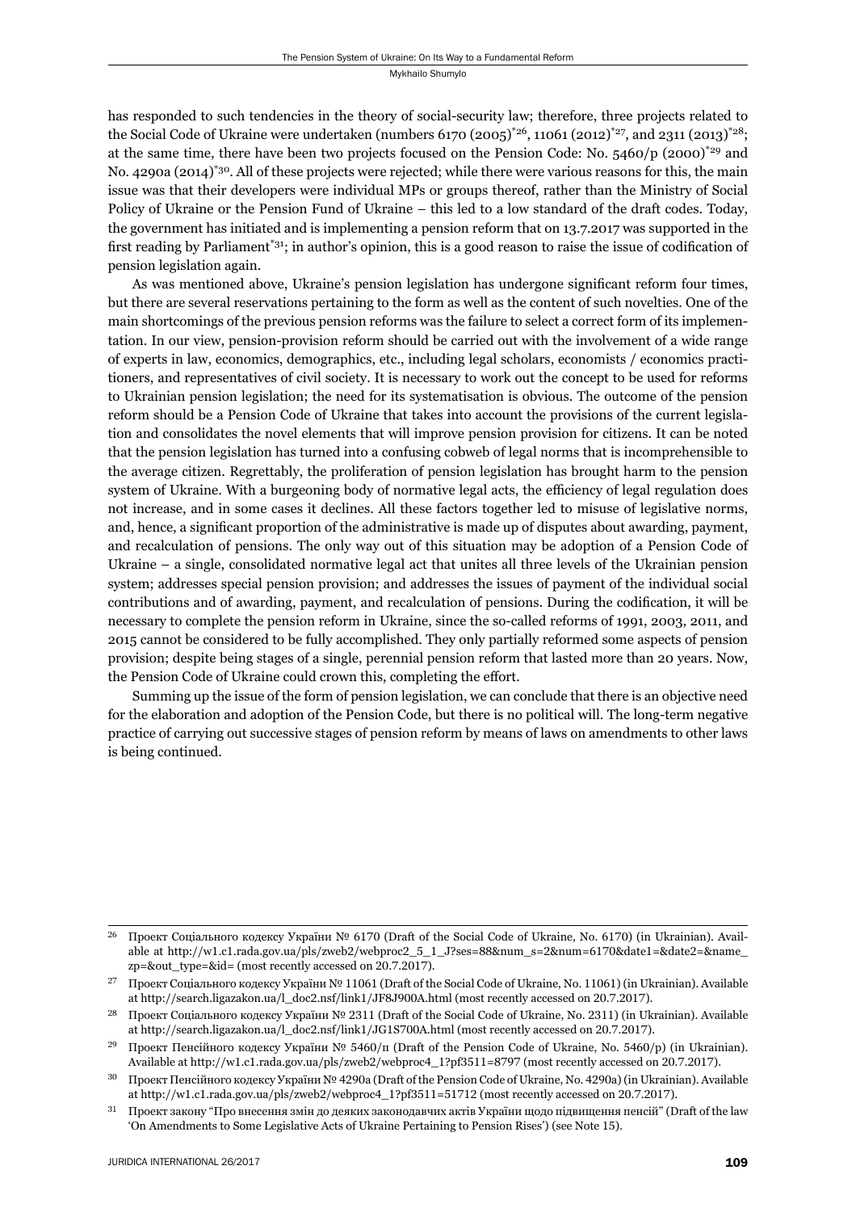has responded to such tendencies in the theory of social-security law; therefore, three projects related to the Social Code of Ukraine were undertaken (numbers 6170 (2005)[*26], 11061 (2012)[*27], and 2311 (2013)[*28]; at the same time, there have been two projects focused on the Pension Code: No. 5460/p (2000)[*29] and No. 4290a (2014)[*30]. All of these projects were rejected; while there were various reasons for this, the main issue was that their developers were individual MPs or groups thereof, rather than the Ministry of Social Policy of Ukraine or the Pension Fund of Ukraine – this led to a low standard of the draft codes. Today, the government has initiated and is implementing a pension reform that on 13.7.2017 was supported in the first reading by Parliament[*31]; in author's opinion, this is a good reason to raise the issue of codification of pension legislation again.

As was mentioned above, Ukraine's pension legislation has undergone significant reform four times, but there are several reservations pertaining to the form as well as the content of such novelties. One of the main shortcomings of the previous pension reforms was the failure to select a correct form of its implementation. In our view, pension-provision reform should be carried out with the involvement of a wide range of experts in law, economics, demographics, etc., including legal scholars, economists / economics practitioners, and representatives of civil society. It is necessary to work out the concept to be used for reforms to Ukrainian pension legislation; the need for its systematisation is obvious. The outcome of the pension reform should be a Pension Code of Ukraine that takes into account the provisions of the current legislation and consolidates the novel elements that will improve pension provision for citizens. It can be noted that the pension legislation has turned into a confusing cobweb of legal norms that is incomprehensible to the average citizen. Regrettably, the proliferation of pension legislation has brought harm to the pension system of Ukraine. With a burgeoning body of normative legal acts, the efficiency of legal regulation does not increase, and in some cases it declines. All these factors together led to misuse of legislative norms, and, hence, a significant proportion of the administrative is made up of disputes about awarding, payment, and recalculation of pensions. The only way out of this situation may be adoption of a Pension Code of Ukraine – a single, consolidated normative legal act that unites all three levels of the Ukrainian pension system; addresses special pension provision; and addresses the issues of payment of the individual social contributions and of awarding, payment, and recalculation of pensions. During the codification, it will be necessary to complete the pension reform in Ukraine, since the so-called reforms of 1991, 2003, 2011, and 2015 cannot be considered to be fully accomplished. They only partially reformed some aspects of pension provision; despite being stages of a single, perennial pension reform that lasted more than 20 years. Now, the Pension Code of Ukraine could crown this, completing the effort.

Summing up the issue of the form of pension legislation, we can conclude that there is an objective need for the elaboration and adoption of the Pension Code, but there is no political will. The long-term negative practice of carrying out successive stages of pension reform by means of laws on amendments to other laws is being continued.

---

[26] Проект Соціального кодексу України № 6170 (Draft of the Social Code of Ukraine, No. 6170) (in Ukrainian). Available at http://w1.c1.rada.gov.ua/pls/zweb2/webproc2_5_1_J?ses=88&num_s=2&num=6170&date1=&date2=&name_zp=&out_type=&id= (most recently accessed on 20.7.2017).

[27] Проект Соціального кодексу України № 11061 (Draft of the Social Code of Ukraine, No. 11061) (in Ukrainian). Available at http://search.ligazakon.ua/l_doc2.nsf/link1/JF8J900A.html (most recently accessed on 20.7.2017).

[28] Проект Соціального кодексу України № 2311 (Draft of the Social Code of Ukraine, No. 2311) (in Ukrainian). Available at http://search.ligazakon.ua/l_doc2.nsf/link1/JG1S700A.html (most recently accessed on 20.7.2017).

[29] Проект Пенсійного кодексу України № 5460/п (Draft of the Pension Code of Ukraine, No. 5460/p) (in Ukrainian). Available at http://w1.c1.rada.gov.ua/pls/zweb2/webproc4_1?pf3511=8797 (most recently accessed on 20.7.2017).

[30] Проект Пенсійного кодексу України № 4290а (Draft of the Pension Code of Ukraine, No. 4290a) (in Ukrainian). Available at http://w1.c1.rada.gov.ua/pls/zweb2/webproc4_1?pf3511=51712 (most recently accessed on 20.7.2017).

[31] Проект закону "Про внесення змін до деяких законодавчих актів України щодо підвищення пенсій" (Draft of the law 'On Amendments to Some Legislative Acts of Ukraine Pertaining to Pension Rises') (see Note 15).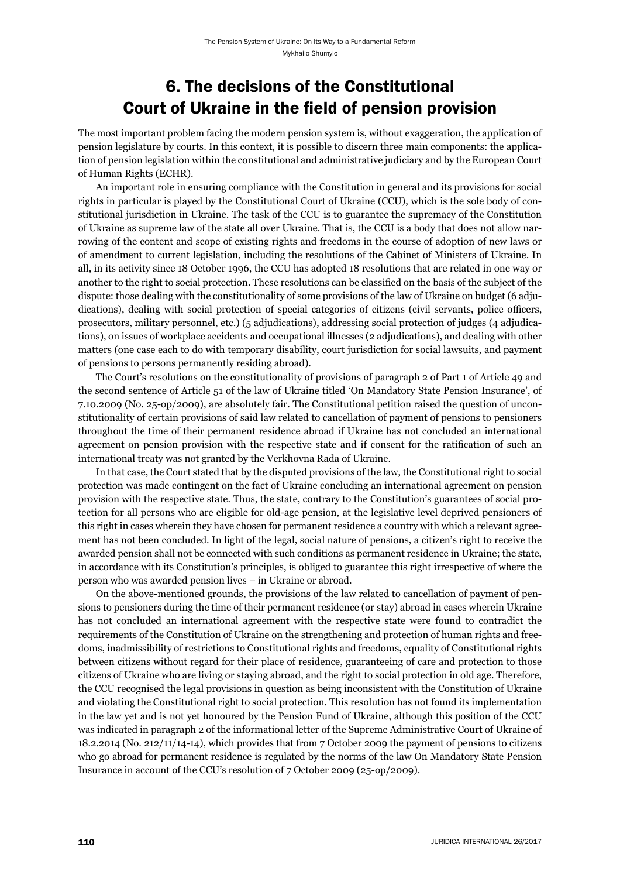## 6. The decisions of the Constitutional Court of Ukraine in the field of pension provision

The most important problem facing the modern pension system is, without exaggeration, the application of pension legislature by courts. In this context, it is possible to discern three main components: the application of pension legislation within the constitutional and administrative judiciary and by the European Court of Human Rights (ECHR).

An important role in ensuring compliance with the Constitution in general and its provisions for social rights in particular is played by the Constitutional Court of Ukraine (CCU), which is the sole body of constitutional jurisdiction in Ukraine. The task of the CCU is to guarantee the supremacy of the Constitution of Ukraine as supreme law of the state all over Ukraine. That is, the CCU is a body that does not allow narrowing of the content and scope of existing rights and freedoms in the course of adoption of new laws or of amendment to current legislation, including the resolutions of the Cabinet of Ministers of Ukraine. In all, in its activity since 18 October 1996, the CCU has adopted 18 resolutions that are related in one way or another to the right to social protection. These resolutions can be classified on the basis of the subject of the dispute: those dealing with the constitutionality of some provisions of the law of Ukraine on budget (6 adjudications), dealing with social protection of special categories of citizens (civil servants, police officers, prosecutors, military personnel, etc.) (5 adjudications), addressing social protection of judges (4 adjudications), on issues of workplace accidents and occupational illnesses (2 adjudications), and dealing with other matters (one case each to do with temporary disability, court jurisdiction for social lawsuits, and payment of pensions to persons permanently residing abroad).

The Court's resolutions on the constitutionality of provisions of paragraph 2 of Part 1 of Article 49 and the second sentence of Article 51 of the law of Ukraine titled 'On Mandatory State Pension Insurance', of 7.10.2009 (No. 25-op/2009), are absolutely fair. The Constitutional petition raised the question of unconstitutionality of certain provisions of said law related to cancellation of payment of pensions to pensioners throughout the time of their permanent residence abroad if Ukraine has not concluded an international agreement on pension provision with the respective state and if consent for the ratification of such an international treaty was not granted by the Verkhovna Rada of Ukraine.

In that case, the Court stated that by the disputed provisions of the law, the Constitutional right to social protection was made contingent on the fact of Ukraine concluding an international agreement on pension provision with the respective state. Thus, the state, contrary to the Constitution's guarantees of social protection for all persons who are eligible for old-age pension, at the legislative level deprived pensioners of this right in cases wherein they have chosen for permanent residence a country with which a relevant agreement has not been concluded. In light of the legal, social nature of pensions, a citizen's right to receive the awarded pension shall not be connected with such conditions as permanent residence in Ukraine; the state, in accordance with its Constitution's principles, is obliged to guarantee this right irrespective of where the person who was awarded pension lives – in Ukraine or abroad.

On the above-mentioned grounds, the provisions of the law related to cancellation of payment of pensions to pensioners during the time of their permanent residence (or stay) abroad in cases wherein Ukraine has not concluded an international agreement with the respective state were found to contradict the requirements of the Constitution of Ukraine on the strengthening and protection of human rights and freedoms, inadmissibility of restrictions to Constitutional rights and freedoms, equality of Constitutional rights between citizens without regard for their place of residence, guaranteeing of care and protection to those citizens of Ukraine who are living or staying abroad, and the right to social protection in old age. Therefore, the CCU recognised the legal provisions in question as being inconsistent with the Constitution of Ukraine and violating the Constitutional right to social protection. This resolution has not found its implementation in the law yet and is not yet honoured by the Pension Fund of Ukraine, although this position of the CCU was indicated in paragraph 2 of the informational letter of the Supreme Administrative Court of Ukraine of 18.2.2014 (No. 212/11/14-14), which provides that from 7 October 2009 the payment of pensions to citizens who go abroad for permanent residence is regulated by the norms of the law On Mandatory State Pension Insurance in account of the CCU's resolution of 7 October 2009 (25-op/2009).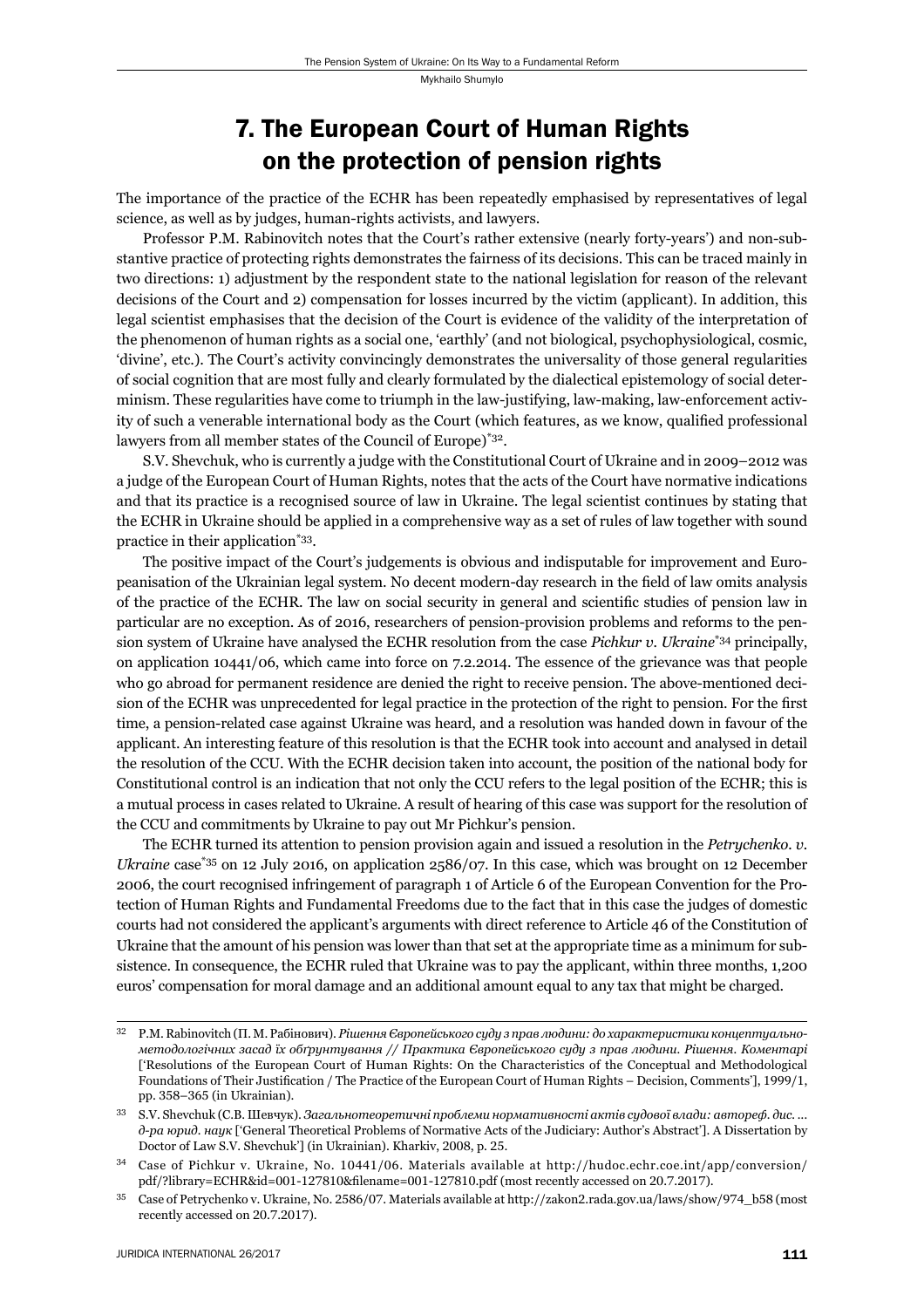## 7. The European Court of Human Rights on the protection of pension rights

The importance of the practice of the ECHR has been repeatedly emphasised by representatives of legal science, as well as by judges, human-rights activists, and lawyers.

Professor P.M. Rabinovitch notes that the Court's rather extensive (nearly forty-years') and non-substantive practice of protecting rights demonstrates the fairness of its decisions. This can be traced mainly in two directions: 1) adjustment by the respondent state to the national legislation for reason of the relevant decisions of the Court and 2) compensation for losses incurred by the victim (applicant). In addition, this legal scientist emphasises that the decision of the Court is evidence of the validity of the interpretation of the phenomenon of human rights as a social one, 'earthly' (and not biological, psychophysiological, cosmic, 'divine', etc.). The Court's activity convincingly demonstrates the universality of those general regularities of social cognition that are most fully and clearly formulated by the dialectical epistemology of social determinism. These regularities have come to triumph in the law-justifying, law-making, law-enforcement activity of such a venerable international body as the Court (which features, as we know, qualified professional lawyers from all member states of the Council of Europe)*[32].

S.V. Shevchuk, who is currently a judge with the Constitutional Court of Ukraine and in 2009–2012 was a judge of the European Court of Human Rights, notes that the acts of the Court have normative indications and that its practice is a recognised source of law in Ukraine. The legal scientist continues by stating that the ECHR in Ukraine should be applied in a comprehensive way as a set of rules of law together with sound practice in their application*[33].

The positive impact of the Court's judgements is obvious and indisputable for improvement and Europeanisation of the Ukrainian legal system. No decent modern-day research in the field of law omits analysis of the practice of the ECHR. The law on social security in general and scientific studies of pension law in particular are no exception. As of 2016, researchers of pension-provision problems and reforms to the pension system of Ukraine have analysed the ECHR resolution from the case *Pichkur v. Ukraine**[34] principally, on application 10441/06, which came into force on 7.2.2014. The essence of the grievance was that people who go abroad for permanent residence are denied the right to receive pension. The above-mentioned decision of the ECHR was unprecedented for legal practice in the protection of the right to pension. For the first time, a pension-related case against Ukraine was heard, and a resolution was handed down in favour of the applicant. An interesting feature of this resolution is that the ECHR took into account and analysed in detail the resolution of the CCU. With the ECHR decision taken into account, the position of the national body for Constitutional control is an indication that not only the CCU refers to the legal position of the ECHR; this is a mutual process in cases related to Ukraine. A result of hearing of this case was support for the resolution of the CCU and commitments by Ukraine to pay out Mr Pichkur's pension.

The ECHR turned its attention to pension provision again and issued a resolution in the *Petrychenko. v. Ukraine* case*[35] on 12 July 2016, on application 2586/07. In this case, which was brought on 12 December 2006, the court recognised infringement of paragraph 1 of Article 6 of the European Convention for the Protection of Human Rights and Fundamental Freedoms due to the fact that in this case the judges of domestic courts had not considered the applicant's arguments with direct reference to Article 46 of the Constitution of Ukraine that the amount of his pension was lower than that set at the appropriate time as a minimum for subsistence. In consequence, the ECHR ruled that Ukraine was to pay the applicant, within three months, 1,200 euros' compensation for moral damage and an additional amount equal to any tax that might be charged.

---

[32] P.M. Rabinovitch (П. М. Рабінович). *Рішення Європейського суду з прав людини: до характеристики концептуально-методологічних засад їх обґрунтування // Практика Європейського суду з прав людини. Рішення. Коментарі* ['Resolutions of the European Court of Human Rights: On the Characteristics of the Conceptual and Methodological Foundations of Their Justification / The Practice of the European Court of Human Rights – Decision, Comments'], 1999/1, pp. 358–365 (in Ukrainian).

[33] S.V. Shevchuk (С.В. Шевчук). *Загальнотеоретичні проблеми нормативності актів судової влади: автореф. дис. ... д-ра юрид. наук* ['General Theoretical Problems of Normative Acts of the Judiciary: Author's Abstract']. A Dissertation by Doctor of Law S.V. Shevchuk'] (in Ukrainian). Kharkiv, 2008, p. 25.

[34] Case of Pichkur v. Ukraine, No. 10441/06. Materials available at http://hudoc.echr.coe.int/app/conversion/pdf/?library=ECHR&id=001-127810&filename=001-127810.pdf (most recently accessed on 20.7.2017).

[35] Case of Petrychenko v. Ukraine, No. 2586/07. Materials available at http://zakon2.rada.gov.ua/laws/show/974_b58 (most recently accessed on 20.7.2017).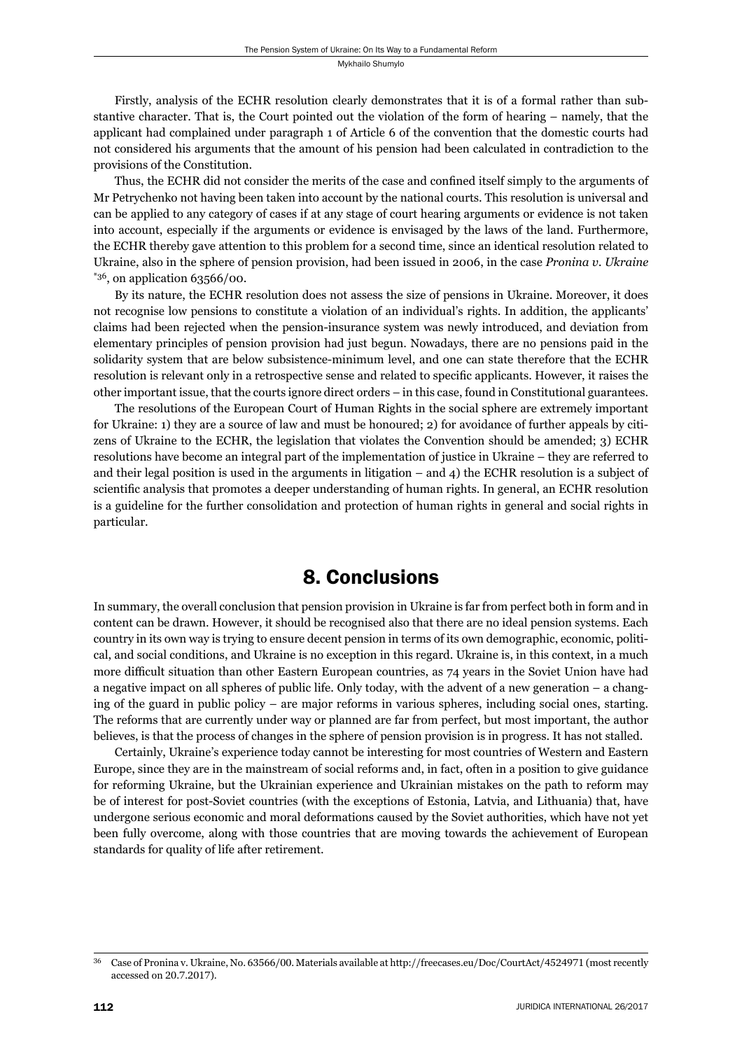Firstly, analysis of the ECHR resolution clearly demonstrates that it is of a formal rather than substantive character. That is, the Court pointed out the violation of the form of hearing – namely, that the applicant had complained under paragraph 1 of Article 6 of the convention that the domestic courts had not considered his arguments that the amount of his pension had been calculated in contradiction to the provisions of the Constitution.

Thus, the ECHR did not consider the merits of the case and confined itself simply to the arguments of Mr Petrychenko not having been taken into account by the national courts. This resolution is universal and can be applied to any category of cases if at any stage of court hearing arguments or evidence is not taken into account, especially if the arguments or evidence is envisaged by the laws of the land. Furthermore, the ECHR thereby gave attention to this problem for a second time, since an identical resolution related to Ukraine, also in the sphere of pension provision, had been issued in 2006, in the case *Pronina v. Ukraine* *[36], on application 63566/00.

By its nature, the ECHR resolution does not assess the size of pensions in Ukraine. Moreover, it does not recognise low pensions to constitute a violation of an individual's rights. In addition, the applicants' claims had been rejected when the pension-insurance system was newly introduced, and deviation from elementary principles of pension provision had just begun. Nowadays, there are no pensions paid in the solidarity system that are below subsistence-minimum level, and one can state therefore that the ECHR resolution is relevant only in a retrospective sense and related to specific applicants. However, it raises the other important issue, that the courts ignore direct orders – in this case, found in Constitutional guarantees.

The resolutions of the European Court of Human Rights in the social sphere are extremely important for Ukraine: 1) they are a source of law and must be honoured; 2) for avoidance of further appeals by citizens of Ukraine to the ECHR, the legislation that violates the Convention should be amended; 3) ECHR resolutions have become an integral part of the implementation of justice in Ukraine – they are referred to and their legal position is used in the arguments in litigation – and 4) the ECHR resolution is a subject of scientific analysis that promotes a deeper understanding of human rights. In general, an ECHR resolution is a guideline for the further consolidation and protection of human rights in general and social rights in particular.

## 8. Conclusions

In summary, the overall conclusion that pension provision in Ukraine is far from perfect both in form and in content can be drawn. However, it should be recognised also that there are no ideal pension systems. Each country in its own way is trying to ensure decent pension in terms of its own demographic, economic, political, and social conditions, and Ukraine is no exception in this regard. Ukraine is, in this context, in a much more difficult situation than other Eastern European countries, as 74 years in the Soviet Union have had a negative impact on all spheres of public life. Only today, with the advent of a new generation – a changing of the guard in public policy – are major reforms in various spheres, including social ones, starting. The reforms that are currently under way or planned are far from perfect, but most important, the author believes, is that the process of changes in the sphere of pension provision is in progress. It has not stalled.

Certainly, Ukraine's experience today cannot be interesting for most countries of Western and Eastern Europe, since they are in the mainstream of social reforms and, in fact, often in a position to give guidance for reforming Ukraine, but the Ukrainian experience and Ukrainian mistakes on the path to reform may be of interest for post-Soviet countries (with the exceptions of Estonia, Latvia, and Lithuania) that, have undergone serious economic and moral deformations caused by the Soviet authorities, which have not yet been fully overcome, along with those countries that are moving towards the achievement of European standards for quality of life after retirement.

[36] Case of Pronina v. Ukraine, No. 63566/00. Materials available at http://freecases.eu/Doc/CourtAct/4524971 (most recently accessed on 20.7.2017).